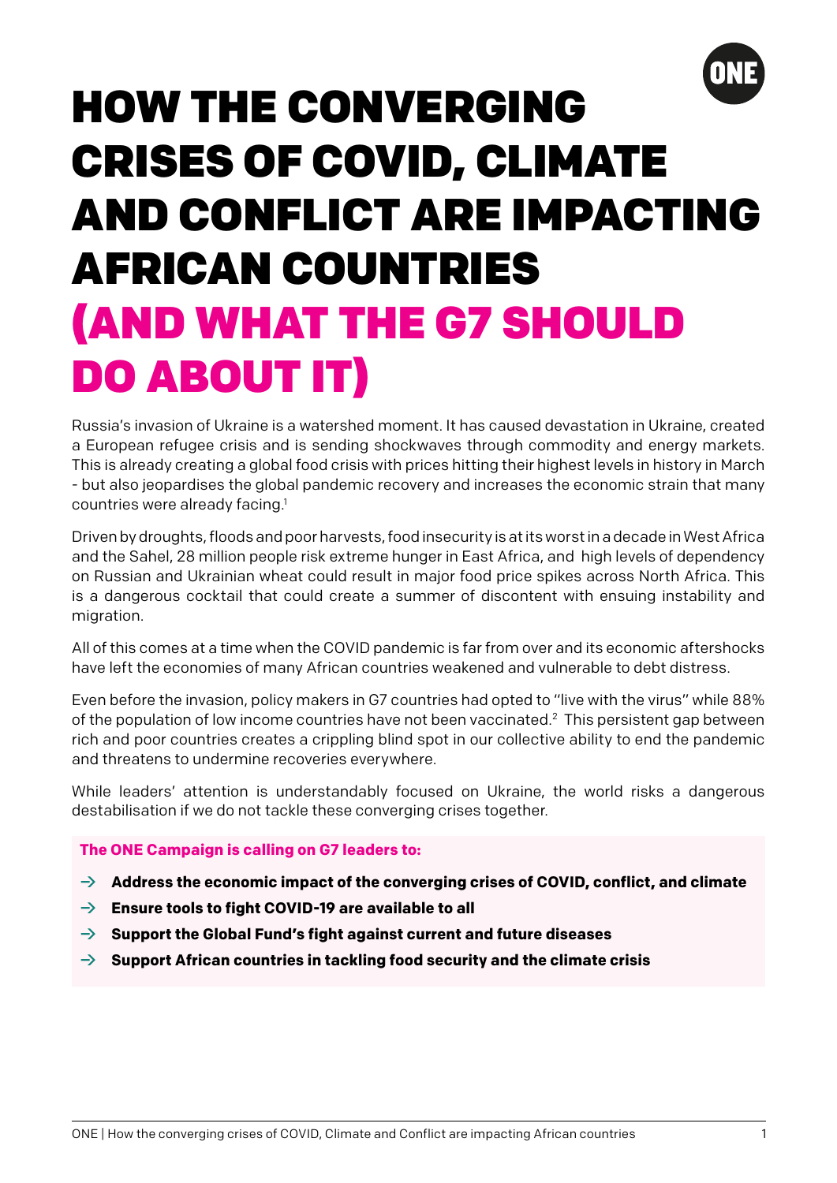# HOW THE CONVERGING CRISES OF COVID, CLIMATE AND CONFLICT ARE IMPACTING AFRICAN COUNTRIES (AND WHAT THE G7 SHOULD DO ABOUT IT)

Russia's invasion of Ukraine is a watershed moment. It has caused devastation in Ukraine, created a European refugee crisis and is sending shockwaves through commodity and energy markets. This is already creating a global food crisis with prices hitting their highest levels in history in March - but also jeopardises the global pandemic recovery and increases the economic strain that many countries were already facing.[1]

Driven by droughts, floods and poor harvests, food insecurity is at its worst in a decade in West Africa and the Sahel, 28 million people risk extreme hunger in East Africa, and high levels of dependency on Russian and Ukrainian wheat could result in major food price spikes across North Africa. This is a dangerous cocktail that could create a summer of discontent with ensuing instability and migration.

All of this comes at a time when the COVID pandemic is far from over and its economic aftershocks have left the economies of many African countries weakened and vulnerable to debt distress.

Even before the invasion, policy makers in G7 countries had opted to "live with the virus" while 88% of the population of low income countries have not been vaccinated.[2] This persistent gap between rich and poor countries creates a crippling blind spot in our collective ability to end the pandemic and threatens to undermine recoveries everywhere.

While leaders' attention is understandably focused on Ukraine, the world risks a dangerous destabilisation if we do not tackle these converging crises together.

**The ONE Campaign is calling on G7 leaders to:**

- → **Address the economic impact of the converging crises of COVID, conflict, and climate**
- → **Ensure tools to fight COVID-19 are available to all**
- → **Support the Global Fund's fight against current and future diseases**
- → **Support African countries in tackling food security and the climate crisis**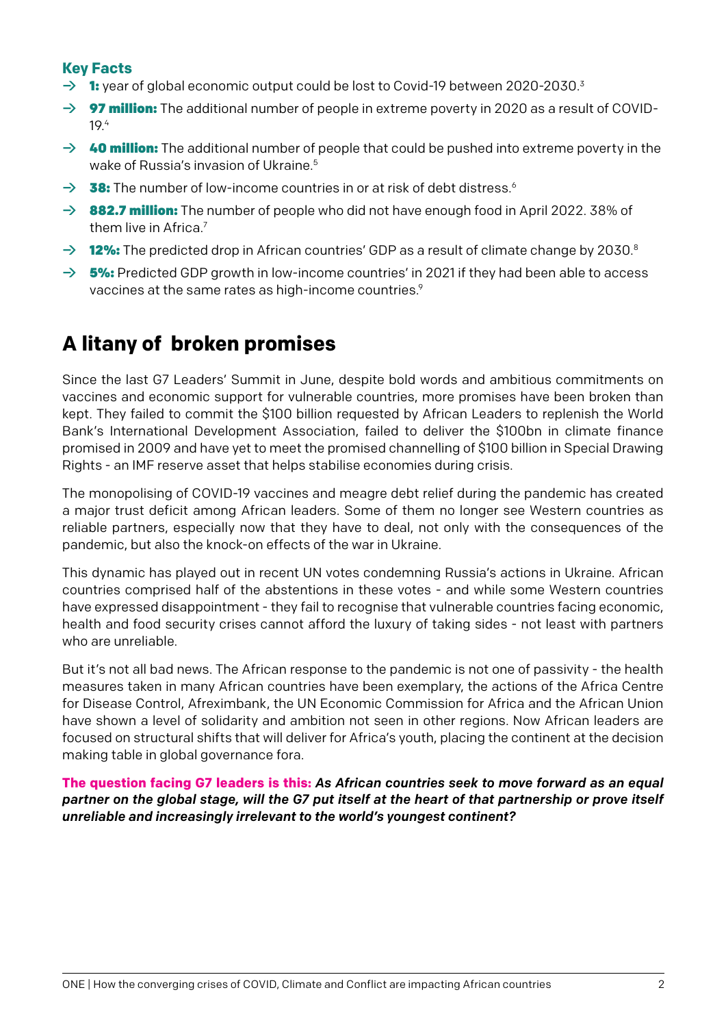### Key Facts

- → **1:** year of global economic output could be lost to Covid-19 between 2020-2030.[3]
- → **97 million:** The additional number of people in extreme poverty in 2020 as a result of COVID-19.[4]
- → **40 million:** The additional number of people that could be pushed into extreme poverty in the wake of Russia's invasion of Ukraine.[5]
- → **38:** The number of low-income countries in or at risk of debt distress.[6]
- → **882.7 million:** The number of people who did not have enough food in April 2022. 38% of them live in Africa.[7]
- → **12%:** The predicted drop in African countries' GDP as a result of climate change by 2030.[8]
- → **5%:** Predicted GDP growth in low-income countries' in 2021 if they had been able to access vaccines at the same rates as high-income countries.[9]

## A litany of broken promises

Since the last G7 Leaders' Summit in June, despite bold words and ambitious commitments on vaccines and economic support for vulnerable countries, more promises have been broken than kept. They failed to commit the $100 billion requested by African Leaders to replenish the World Bank's International Development Association, failed to deliver the $100bn in climate finance promised in 2009 and have yet to meet the promised channelling of $100 billion in Special Drawing Rights - an IMF reserve asset that helps stabilise economies during crisis.

The monopolising of COVID-19 vaccines and meagre debt relief during the pandemic has created a major trust deficit among African leaders. Some of them no longer see Western countries as reliable partners, especially now that they have to deal, not only with the consequences of the pandemic, but also the knock-on effects of the war in Ukraine.

This dynamic has played out in recent UN votes condemning Russia's actions in Ukraine. African countries comprised half of the abstentions in these votes - and while some Western countries have expressed disappointment - they fail to recognise that vulnerable countries facing economic, health and food security crises cannot afford the luxury of taking sides - not least with partners who are unreliable.

But it's not all bad news. The African response to the pandemic is not one of passivity - the health measures taken in many African countries have been exemplary, the actions of the Africa Centre for Disease Control, Afreximbank, the UN Economic Commission for Africa and the African Union have shown a level of solidarity and ambition not seen in other regions. Now African leaders are focused on structural shifts that will deliver for Africa's youth, placing the continent at the decision making table in global governance fora.

**The question facing G7 leaders is this:** ***As African countries seek to move forward as an equal partner on the global stage, will the G7 put itself at the heart of that partnership or prove itself unreliable and increasingly irrelevant to the world's youngest continent?***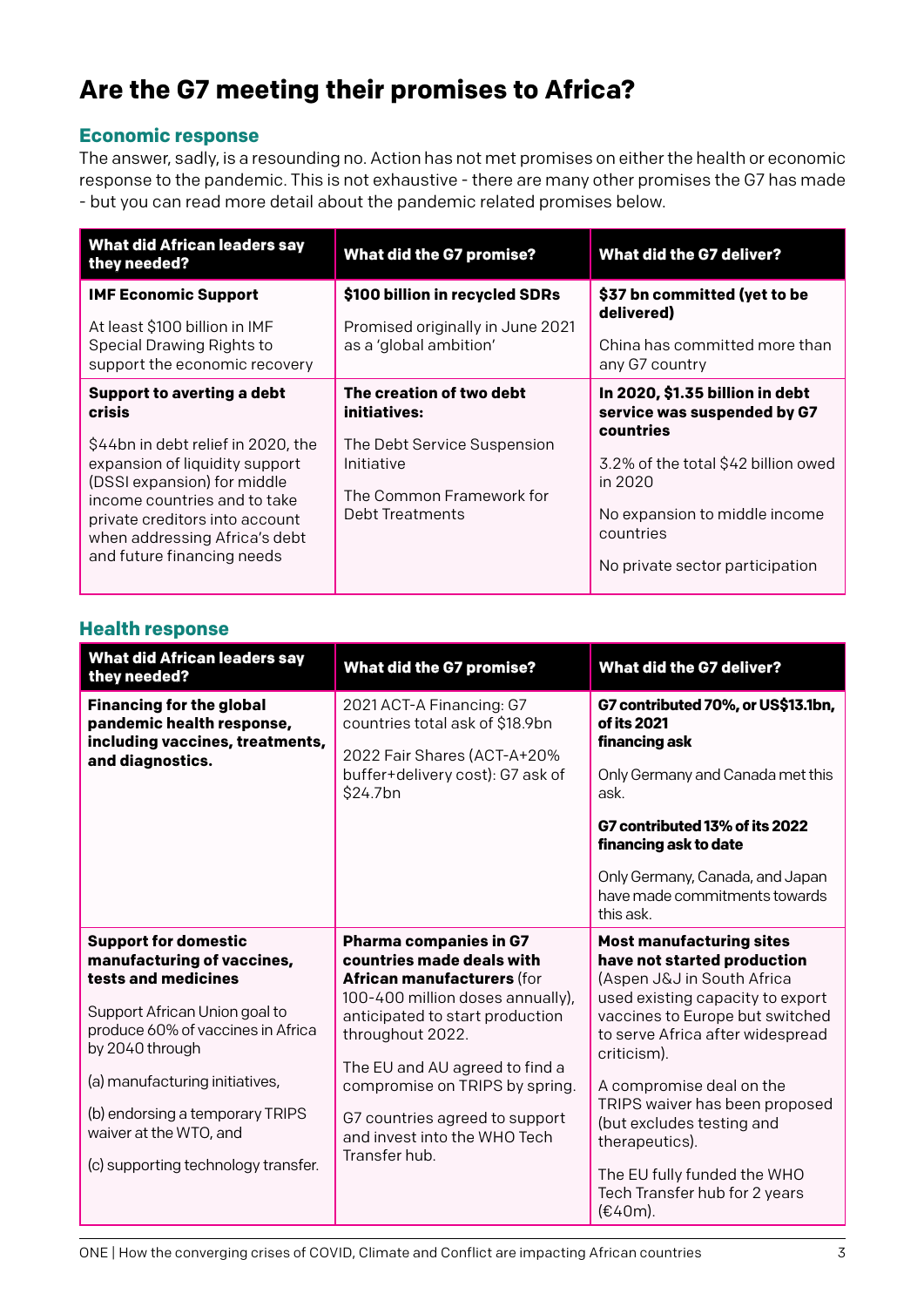# Are the G7 meeting their promises to Africa?

## Economic response

The answer, sadly, is a resounding no. Action has not met promises on either the health or economic response to the pandemic. This is not exhaustive - there are many other promises the G7 has made - but you can read more detail about the pandemic related promises below.

| What did African leaders say they needed? | What did the G7 promise? | What did the G7 deliver? |
|---|---|---|
| **IMF Economic Support**<br><br>At least $100 billion in IMF Special Drawing Rights to support the economic recovery | **$100 billion in recycled SDRs**<br><br>Promised originally in June 2021 as a 'global ambition' | **$37 bn committed (yet to be delivered)**<br><br>China has committed more than any G7 country |
| **Support to averting a debt crisis**<br><br>$44bn in debt relief in 2020, the expansion of liquidity support (DSSI expansion) for middle income countries and to take private creditors into account when addressing Africa's debt and future financing needs | **The creation of two debt initiatives:**<br><br>The Debt Service Suspension Initiative<br><br>The Common Framework for Debt Treatments | **In 2020, $1.35 billion in debt service was suspended by G7 countries**<br><br>3.2% of the total $42 billion owed in 2020<br><br>No expansion to middle income countries<br><br>No private sector participation |

## Health response

| What did African leaders say they needed? | What did the G7 promise? | What did the G7 deliver? |
|---|---|---|
| **Financing for the global pandemic health response, including vaccines, treatments, and diagnostics.** | 2021 ACT-A Financing: G7 countries total ask of $18.9bn<br><br>2022 Fair Shares (ACT-A+20% buffer+delivery cost): G7 ask of $24.7bn | **G7 contributed 70%, or US$13.1bn, of its 2021 financing ask**<br><br>Only Germany and Canada met this ask.<br><br>**G7 contributed 13% of its 2022 financing ask to date**<br><br>Only Germany, Canada, and Japan have made commitments towards this ask. |
| **Support for domestic manufacturing of vaccines, tests and medicines**<br><br>Support African Union goal to produce 60% of vaccines in Africa by 2040 through<br><br>(a) manufacturing initiatives,<br><br>(b) endorsing a temporary TRIPS waiver at the WTO, and<br><br>(c) supporting technology transfer. | **Pharma companies in G7 countries made deals with African manufacturers** (for 100-400 million doses annually), anticipated to start production throughout 2022.<br><br>The EU and AU agreed to find a compromise on TRIPS by spring.<br><br>G7 countries agreed to support and invest into the WHO Tech Transfer hub. | **Most manufacturing sites have not started production** (Aspen J&J in South Africa used existing capacity to export vaccines to Europe but switched to serve Africa after widespread criticism).<br><br>A compromise deal on the TRIPS waiver has been proposed (but excludes testing and therapeutics).<br><br>The EU fully funded the WHO Tech Transfer hub for 2 years (€40m). |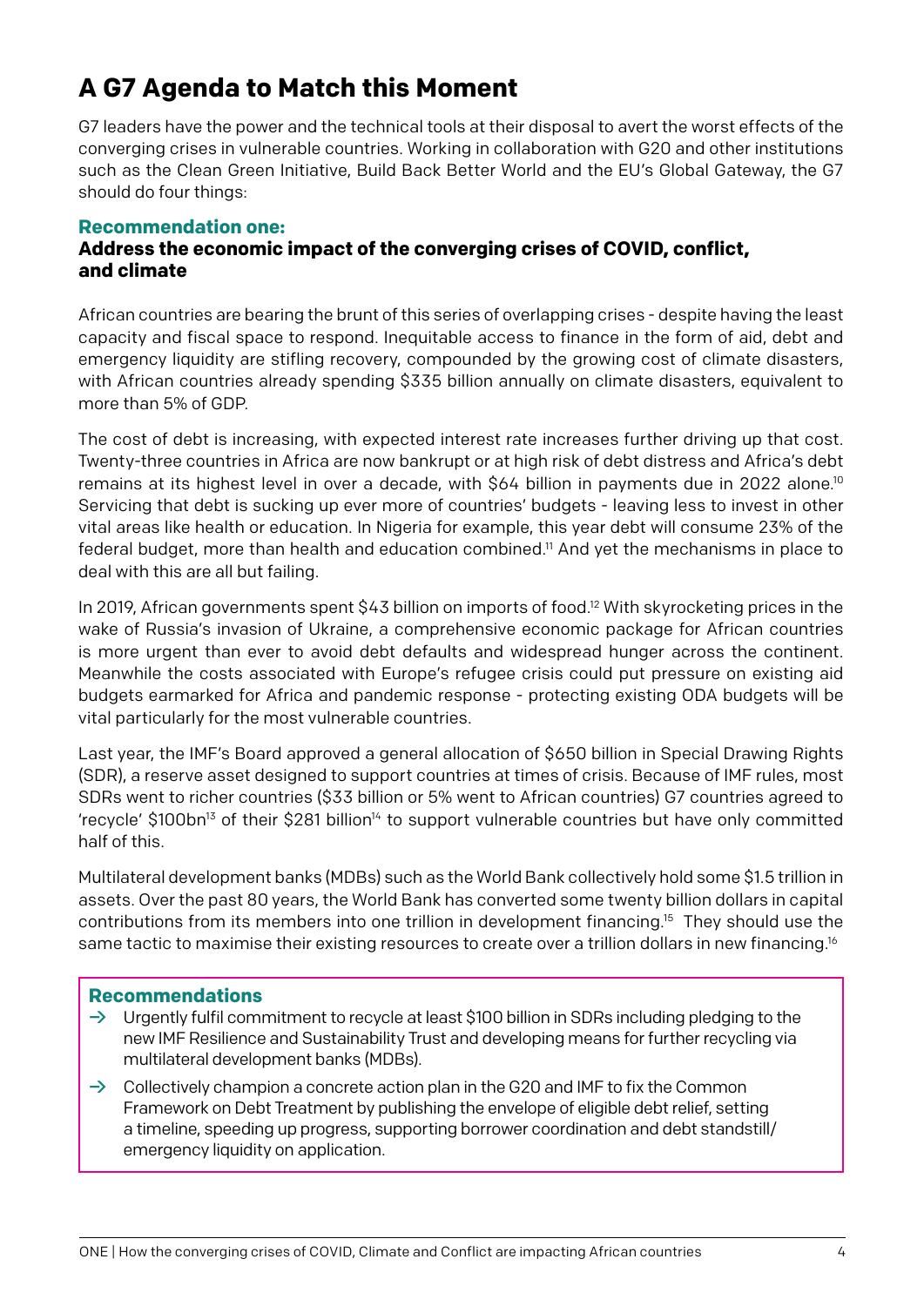# A G7 Agenda to Match this Moment

G7 leaders have the power and the technical tools at their disposal to avert the worst effects of the converging crises in vulnerable countries. Working in collaboration with G20 and other institutions such as the Clean Green Initiative, Build Back Better World and the EU's Global Gateway, the G7 should do four things:

### Recommendation one:

### Address the economic impact of the converging crises of COVID, conflict, and climate

African countries are bearing the brunt of this series of overlapping crises - despite having the least capacity and fiscal space to respond. Inequitable access to finance in the form of aid, debt and emergency liquidity are stifling recovery, compounded by the growing cost of climate disasters, with African countries already spending $335 billion annually on climate disasters, equivalent to more than 5% of GDP.

The cost of debt is increasing, with expected interest rate increases further driving up that cost. Twenty-three countries in Africa are now bankrupt or at high risk of debt distress and Africa's debt remains at its highest level in over a decade, with $64 billion in payments due in 2022 alone.[10] Servicing that debt is sucking up ever more of countries' budgets - leaving less to invest in other vital areas like health or education. In Nigeria for example, this year debt will consume 23% of the federal budget, more than health and education combined.[11] And yet the mechanisms in place to deal with this are all but failing.

In 2019, African governments spent $43 billion on imports of food.[12] With skyrocketing prices in the wake of Russia's invasion of Ukraine, a comprehensive economic package for African countries is more urgent than ever to avoid debt defaults and widespread hunger across the continent. Meanwhile the costs associated with Europe's refugee crisis could put pressure on existing aid budgets earmarked for Africa and pandemic response - protecting existing ODA budgets will be vital particularly for the most vulnerable countries.

Last year, the IMF's Board approved a general allocation of $650 billion in Special Drawing Rights (SDR), a reserve asset designed to support countries at times of crisis. Because of IMF rules, most SDRs went to richer countries ($33 billion or 5% went to African countries) G7 countries agreed to 'recycle' $100bn[13] of their $281 billion[14] to support vulnerable countries but have only committed half of this.

Multilateral development banks (MDBs) such as the World Bank collectively hold some $1.5 trillion in assets. Over the past 80 years, the World Bank has converted some twenty billion dollars in capital contributions from its members into one trillion in development financing.[15] They should use the same tactic to maximise their existing resources to create over a trillion dollars in new financing.[16]

### Recommendations

- → Urgently fulfil commitment to recycle at least $100 billion in SDRs including pledging to the new IMF Resilience and Sustainability Trust and developing means for further recycling via multilateral development banks (MDBs).
- → Collectively champion a concrete action plan in the G20 and IMF to fix the Common Framework on Debt Treatment by publishing the envelope of eligible debt relief, setting a timeline, speeding up progress, supporting borrower coordination and debt standstill/ emergency liquidity on application.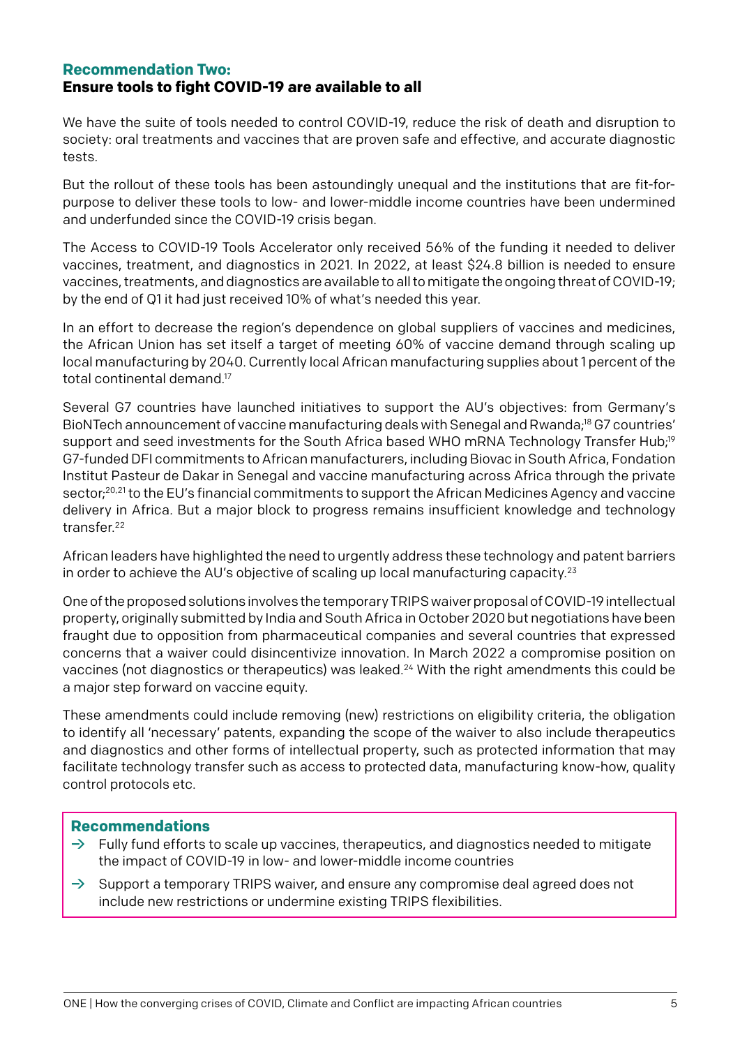## Recommendation Two:
## Ensure tools to fight COVID-19 are available to all

We have the suite of tools needed to control COVID-19, reduce the risk of death and disruption to society: oral treatments and vaccines that are proven safe and effective, and accurate diagnostic tests.

But the rollout of these tools has been astoundingly unequal and the institutions that are fit-for-purpose to deliver these tools to low- and lower-middle income countries have been undermined and underfunded since the COVID-19 crisis began.

The Access to COVID-19 Tools Accelerator only received 56% of the funding it needed to deliver vaccines, treatment, and diagnostics in 2021. In 2022, at least $24.8 billion is needed to ensure vaccines, treatments, and diagnostics are available to all to mitigate the ongoing threat of COVID-19; by the end of Q1 it had just received 10% of what's needed this year.

In an effort to decrease the region's dependence on global suppliers of vaccines and medicines, the African Union has set itself a target of meeting 60% of vaccine demand through scaling up local manufacturing by 2040. Currently local African manufacturing supplies about 1 percent of the total continental demand.[17]

Several G7 countries have launched initiatives to support the AU's objectives: from Germany's BioNTech announcement of vaccine manufacturing deals with Senegal and Rwanda;[18] G7 countries' support and seed investments for the South Africa based WHO mRNA Technology Transfer Hub;[19] G7-funded DFI commitments to African manufacturers, including Biovac in South Africa, Fondation Institut Pasteur de Dakar in Senegal and vaccine manufacturing across Africa through the private sector;[20,21] to the EU's financial commitments to support the African Medicines Agency and vaccine delivery in Africa. But a major block to progress remains insufficient knowledge and technology transfer.[22]

African leaders have highlighted the need to urgently address these technology and patent barriers in order to achieve the AU's objective of scaling up local manufacturing capacity.[23]

One of the proposed solutions involves the temporary TRIPS waiver proposal of COVID-19 intellectual property, originally submitted by India and South Africa in October 2020 but negotiations have been fraught due to opposition from pharmaceutical companies and several countries that expressed concerns that a waiver could disincentivize innovation. In March 2022 a compromise position on vaccines (not diagnostics or therapeutics) was leaked.[24] With the right amendments this could be a major step forward on vaccine equity.

These amendments could include removing (new) restrictions on eligibility criteria, the obligation to identify all 'necessary' patents, expanding the scope of the waiver to also include therapeutics and diagnostics and other forms of intellectual property, such as protected information that may facilitate technology transfer such as access to protected data, manufacturing know-how, quality control protocols etc.

### Recommendations

- → Fully fund efforts to scale up vaccines, therapeutics, and diagnostics needed to mitigate the impact of COVID-19 in low- and lower-middle income countries
- → Support a temporary TRIPS waiver, and ensure any compromise deal agreed does not include new restrictions or undermine existing TRIPS flexibilities.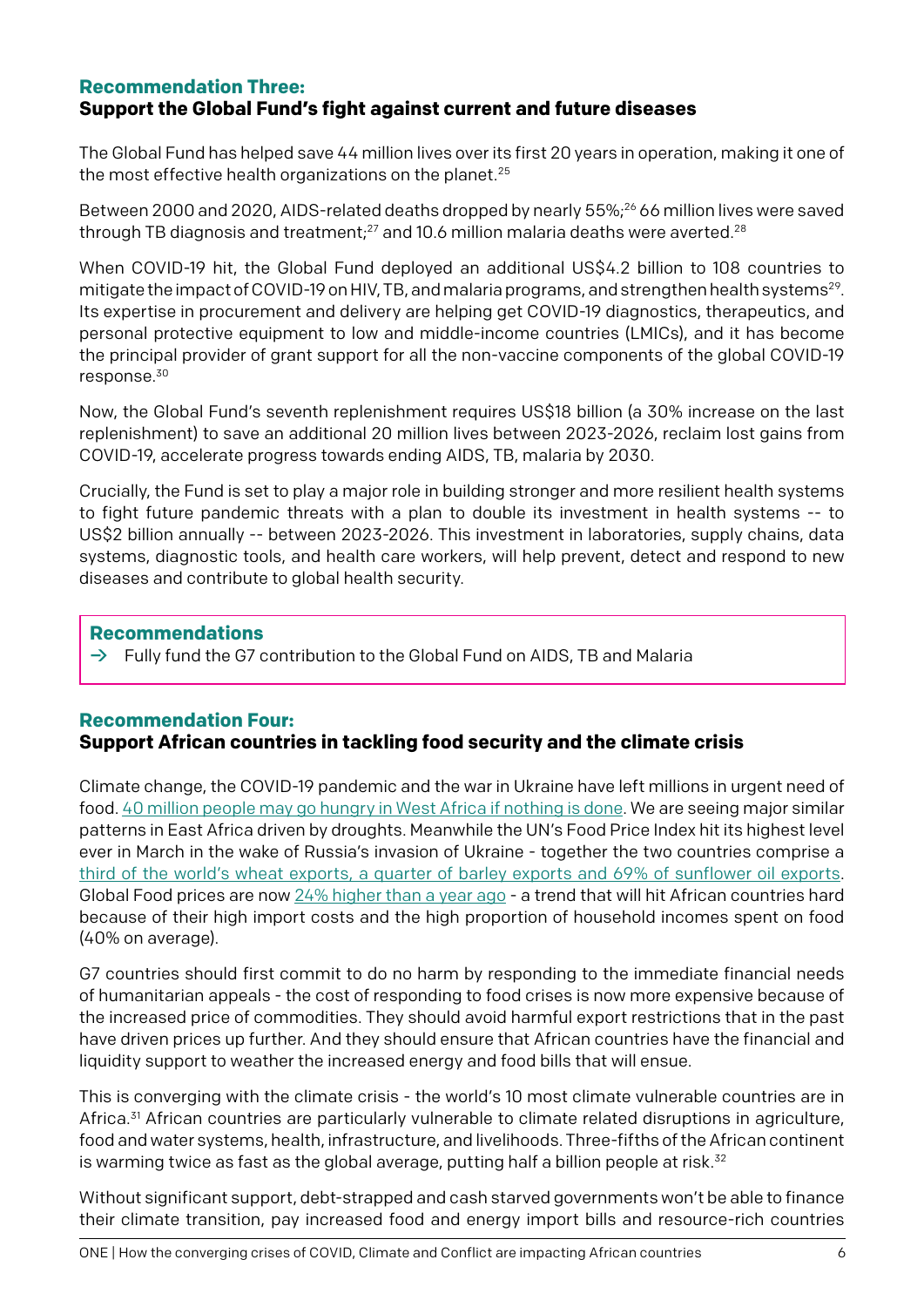## Recommendation Three:
**Support the Global Fund's fight against current and future diseases**

The Global Fund has helped save 44 million lives over its first 20 years in operation, making it one of the most effective health organizations on the planet.[25]

Between 2000 and 2020, AIDS-related deaths dropped by nearly 55%;[26] 66 million lives were saved through TB diagnosis and treatment;[27] and 10.6 million malaria deaths were averted.[28]

When COVID-19 hit, the Global Fund deployed an additional US$4.2 billion to 108 countries to mitigate the impact of COVID-19 on HIV, TB, and malaria programs, and strengthen health systems[29]. Its expertise in procurement and delivery are helping get COVID-19 diagnostics, therapeutics, and personal protective equipment to low and middle-income countries (LMICs), and it has become the principal provider of grant support for all the non-vaccine components of the global COVID-19 response.[30]

Now, the Global Fund's seventh replenishment requires US$18 billion (a 30% increase on the last replenishment) to save an additional 20 million lives between 2023-2026, reclaim lost gains from COVID-19, accelerate progress towards ending AIDS, TB, malaria by 2030.

Crucially, the Fund is set to play a major role in building stronger and more resilient health systems to fight future pandemic threats with a plan to double its investment in health systems -- to US$2 billion annually -- between 2023-2026. This investment in laboratories, supply chains, data systems, diagnostic tools, and health care workers, will help prevent, detect and respond to new diseases and contribute to global health security.

### Recommendations

→ Fully fund the G7 contribution to the Global Fund on AIDS, TB and Malaria

## Recommendation Four:
**Support African countries in tackling food security and the climate crisis**

Climate change, the COVID-19 pandemic and the war in Ukraine have left millions in urgent need of food. 40 million people may go hungry in West Africa if nothing is done. We are seeing major similar patterns in East Africa driven by droughts. Meanwhile the UN's Food Price Index hit its highest level ever in March in the wake of Russia's invasion of Ukraine - together the two countries comprise a third of the world's wheat exports, a quarter of barley exports and 69% of sunflower oil exports. Global Food prices are now 24% higher than a year ago - a trend that will hit African countries hard because of their high import costs and the high proportion of household incomes spent on food (40% on average).

G7 countries should first commit to do no harm by responding to the immediate financial needs of humanitarian appeals - the cost of responding to food crises is now more expensive because of the increased price of commodities. They should avoid harmful export restrictions that in the past have driven prices up further. And they should ensure that African countries have the financial and liquidity support to weather the increased energy and food bills that will ensue.

This is converging with the climate crisis - the world's 10 most climate vulnerable countries are in Africa.[31] African countries are particularly vulnerable to climate related disruptions in agriculture, food and water systems, health, infrastructure, and livelihoods. Three-fifths of the African continent is warming twice as fast as the global average, putting half a billion people at risk.[32]

Without significant support, debt-strapped and cash starved governments won't be able to finance their climate transition, pay increased food and energy import bills and resource-rich countries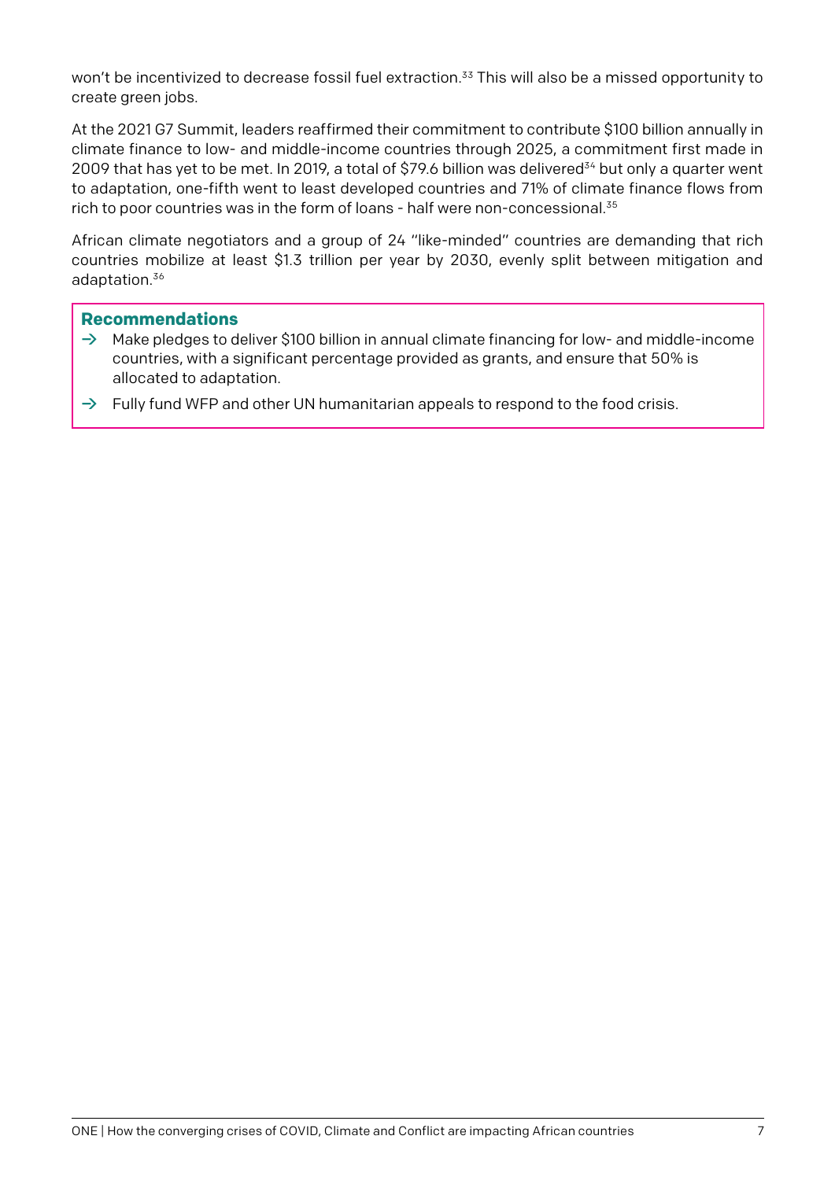won't be incentivized to decrease fossil fuel extraction.[33] This will also be a missed opportunity to create green jobs.

At the 2021 G7 Summit, leaders reaffirmed their commitment to contribute $100 billion annually in climate finance to low- and middle-income countries through 2025, a commitment first made in 2009 that has yet to be met. In 2019, a total of $79.6 billion was delivered[34] but only a quarter went to adaptation, one-fifth went to least developed countries and 71% of climate finance flows from rich to poor countries was in the form of loans - half were non-concessional.[35]

African climate negotiators and a group of 24 "like-minded" countries are demanding that rich countries mobilize at least $1.3 trillion per year by 2030, evenly split between mitigation and adaptation.[36]

**Recommendations**

- → Make pledges to deliver $100 billion in annual climate financing for low- and middle-income countries, with a significant percentage provided as grants, and ensure that 50% is allocated to adaptation.
- → Fully fund WFP and other UN humanitarian appeals to respond to the food crisis.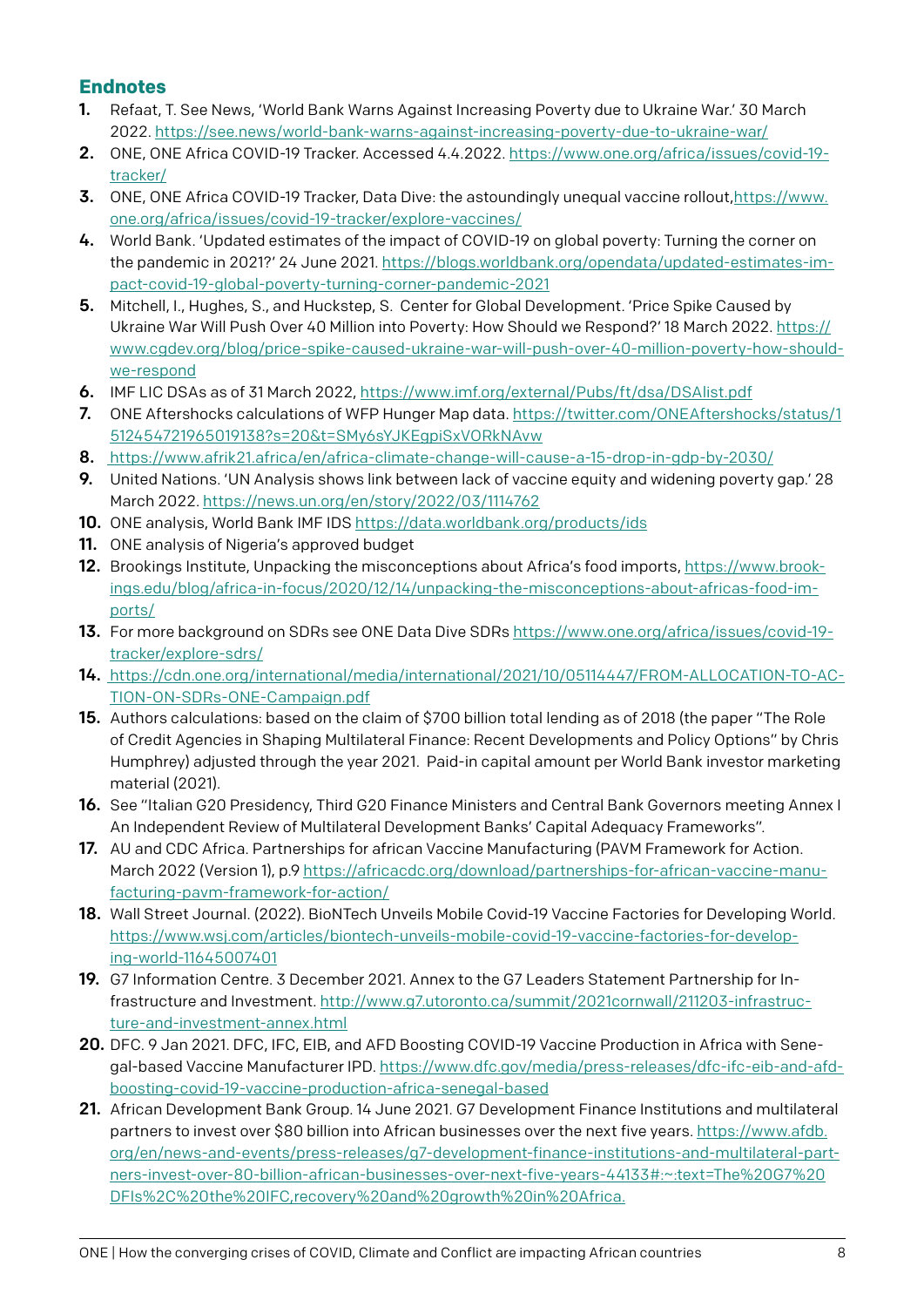## Endnotes

1. Refaat, T. See News, 'World Bank Warns Against Increasing Poverty due to Ukraine War.' 30 March 2022. https://see.news/world-bank-warns-against-increasing-poverty-due-to-ukraine-war/
2. ONE, ONE Africa COVID-19 Tracker. Accessed 4.4.2022. https://www.one.org/africa/issues/covid-19-tracker/
3. ONE, ONE Africa COVID-19 Tracker, Data Dive: the astoundingly unequal vaccine rollout,https://www.one.org/africa/issues/covid-19-tracker/explore-vaccines/
4. World Bank. 'Updated estimates of the impact of COVID-19 on global poverty: Turning the corner on the pandemic in 2021?' 24 June 2021. https://blogs.worldbank.org/opendata/updated-estimates-impact-covid-19-global-poverty-turning-corner-pandemic-2021
5. Mitchell, I., Hughes, S., and Huckstep, S. Center for Global Development. 'Price Spike Caused by Ukraine War Will Push Over 40 Million into Poverty: How Should we Respond?' 18 March 2022. https://www.cgdev.org/blog/price-spike-caused-ukraine-war-will-push-over-40-million-poverty-how-should-we-respond
6. IMF LIC DSAs as of 31 March 2022, https://www.imf.org/external/Pubs/ft/dsa/DSAlist.pdf
7. ONE Aftershocks calculations of WFP Hunger Map data. https://twitter.com/ONEAftershocks/status/1512454721965019138?s=20&t=SMy6sYJKEgpiSxVORkNAvw
8. https://www.afrik21.africa/en/africa-climate-change-will-cause-a-15-drop-in-gdp-by-2030/
9. United Nations. 'UN Analysis shows link between lack of vaccine equity and widening poverty gap.' 28 March 2022. https://news.un.org/en/story/2022/03/1114762
10. ONE analysis, World Bank IMF IDS https://data.worldbank.org/products/ids
11. ONE analysis of Nigeria's approved budget
12. Brookings Institute, Unpacking the misconceptions about Africa's food imports, https://www.brookings.edu/blog/africa-in-focus/2020/12/14/unpacking-the-misconceptions-about-africas-food-imports/
13. For more background on SDRs see ONE Data Dive SDRs https://www.one.org/africa/issues/covid-19-tracker/explore-sdrs/
14. https://cdn.one.org/international/media/international/2021/10/05114447/FROM-ALLOCATION-TO-ACTION-ON-SDRs-ONE-Campaign.pdf
15. Authors calculations: based on the claim of $700 billion total lending as of 2018 (the paper "The Role of Credit Agencies in Shaping Multilateral Finance: Recent Developments and Policy Options" by Chris Humphrey) adjusted through the year 2021. Paid-in capital amount per World Bank investor marketing material (2021).
16. See "Italian G20 Presidency, Third G20 Finance Ministers and Central Bank Governors meeting Annex I An Independent Review of Multilateral Development Banks' Capital Adequacy Frameworks".
17. AU and CDC Africa. Partnerships for african Vaccine Manufacturing (PAVM Framework for Action. March 2022 (Version 1), p.9 https://africacdc.org/download/partnerships-for-african-vaccine-manufacturing-pavm-framework-for-action/
18. Wall Street Journal. (2022). BioNTech Unveils Mobile Covid-19 Vaccine Factories for Developing World. https://www.wsj.com/articles/biontech-unveils-mobile-covid-19-vaccine-factories-for-developing-world-11645007401
19. G7 Information Centre. 3 December 2021. Annex to the G7 Leaders Statement Partnership for Infrastructure and Investment. http://www.g7.utoronto.ca/summit/2021cornwall/211203-infrastructure-and-investment-annex.html
20. DFC. 9 Jan 2021. DFC, IFC, EIB, and AFD Boosting COVID-19 Vaccine Production in Africa with Senegal-based Vaccine Manufacturer IPD. https://www.dfc.gov/media/press-releases/dfc-ifc-eib-and-afd-boosting-covid-19-vaccine-production-africa-senegal-based
21. African Development Bank Group. 14 June 2021. G7 Development Finance Institutions and multilateral partners to invest over $80 billion into African businesses over the next five years. https://www.afdb.org/en/news-and-events/press-releases/g7-development-finance-institutions-and-multilateral-partners-invest-over-80-billion-african-businesses-over-next-five-years-44133#:~:text=The%20G7%20DFIs%2C%20the%20IFC,recovery%20and%20growth%20in%20Africa.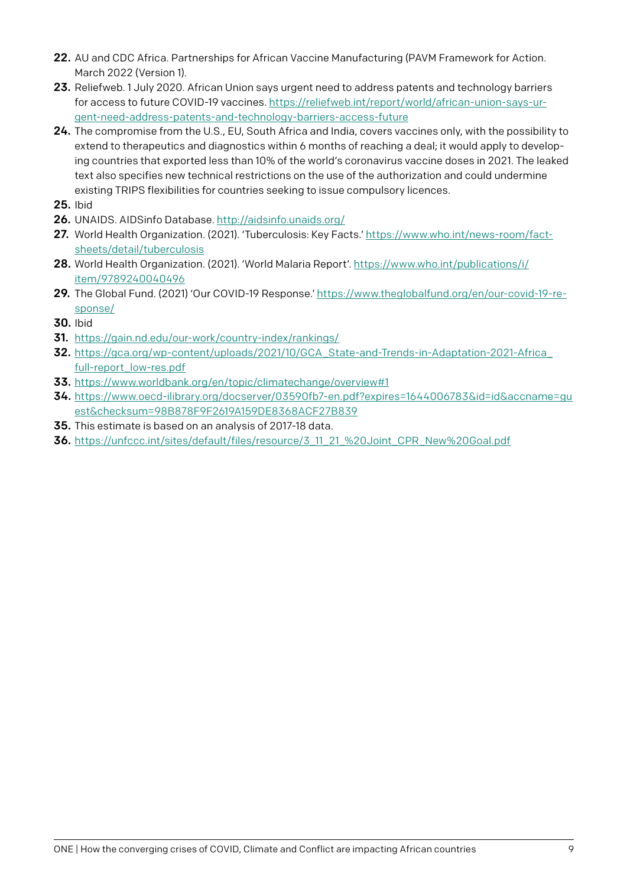22. AU and CDC Africa. Partnerships for African Vaccine Manufacturing (PAVM Framework for Action. March 2022 (Version 1).
23. Reliefweb. 1 July 2020. African Union says urgent need to address patents and technology barriers for access to future COVID-19 vaccines. https://reliefweb.int/report/world/african-union-says-urgent-need-address-patents-and-technology-barriers-access-future
24. The compromise from the U.S., EU, South Africa and India, covers vaccines only, with the possibility to extend to therapeutics and diagnostics within 6 months of reaching a deal; it would apply to developing countries that exported less than 10% of the world's coronavirus vaccine doses in 2021. The leaked text also specifies new technical restrictions on the use of the authorization and could undermine existing TRIPS flexibilities for countries seeking to issue compulsory licences.
25. Ibid
26. UNAIDS. AIDSinfo Database. http://aidsinfo.unaids.org/
27. World Health Organization. (2021). 'Tuberculosis: Key Facts.' https://www.who.int/news-room/fact-sheets/detail/tuberculosis
28. World Health Organization. (2021). 'World Malaria Report'. https://www.who.int/publications/i/item/9789240040496
29. The Global Fund. (2021) 'Our COVID-19 Response.' https://www.theglobalfund.org/en/our-covid-19-response/
30. Ibid
31. https://gain.nd.edu/our-work/country-index/rankings/
32. https://gca.org/wp-content/uploads/2021/10/GCA_State-and-Trends-in-Adaptation-2021-Africa_full-report_low-res.pdf
33. https://www.worldbank.org/en/topic/climatechange/overview#1
34. https://www.oecd-ilibrary.org/docserver/03590fb7-en.pdf?expires=1644006783&id=id&accname=guest&checksum=98B878F9F2619A159DE8368ACF27B839
35. This estimate is based on an analysis of 2017-18 data.
36. https://unfccc.int/sites/default/files/resource/3_11_21_%20Joint_CPR_New%20Goal.pdf